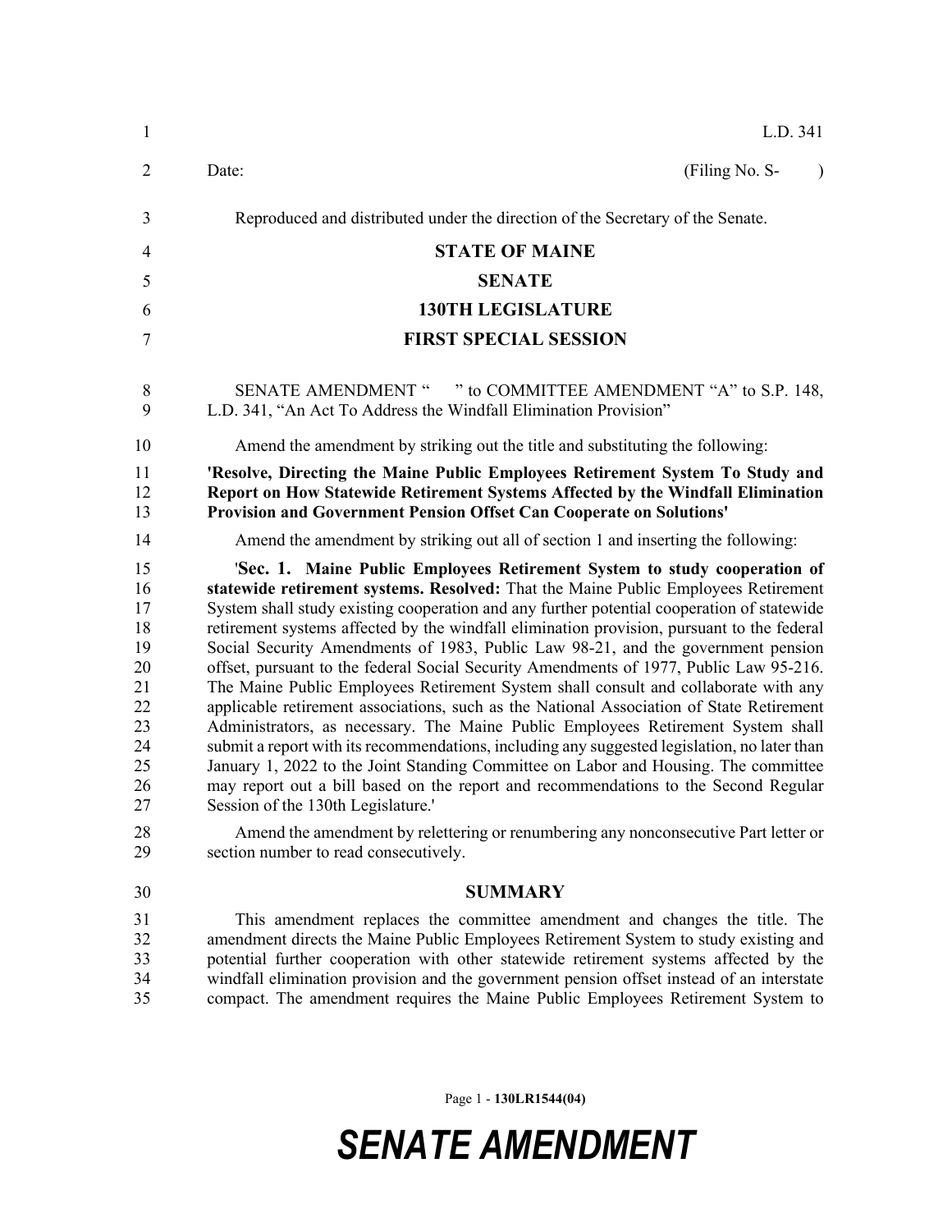L.D. 341

Date: (Filing No. S- )

Reproduced and distributed under the direction of the Secretary of the Senate.

# STATE OF MAINE

## SENATE

## 130TH LEGISLATURE

## FIRST SPECIAL SESSION

SENATE AMENDMENT " " to COMMITTEE AMENDMENT "A" to S.P. 148, L.D. 341, "An Act To Address the Windfall Elimination Provision"

Amend the amendment by striking out the title and substituting the following:

**'Resolve, Directing the Maine Public Employees Retirement System To Study and Report on How Statewide Retirement Systems Affected by the Windfall Elimination Provision and Government Pension Offset Can Cooperate on Solutions'**

Amend the amendment by striking out all of section 1 and inserting the following:

'**Sec. 1. Maine Public Employees Retirement System to study cooperation of statewide retirement systems. Resolved:** That the Maine Public Employees Retirement System shall study existing cooperation and any further potential cooperation of statewide retirement systems affected by the windfall elimination provision, pursuant to the federal Social Security Amendments of 1983, Public Law 98-21, and the government pension offset, pursuant to the federal Social Security Amendments of 1977, Public Law 95-216. The Maine Public Employees Retirement System shall consult and collaborate with any applicable retirement associations, such as the National Association of State Retirement Administrators, as necessary. The Maine Public Employees Retirement System shall submit a report with its recommendations, including any suggested legislation, no later than January 1, 2022 to the Joint Standing Committee on Labor and Housing. The committee may report out a bill based on the report and recommendations to the Second Regular Session of the 130th Legislature.'

Amend the amendment by relettering or renumbering any nonconsecutive Part letter or section number to read consecutively.

## SUMMARY

This amendment replaces the committee amendment and changes the title. The amendment directs the Maine Public Employees Retirement System to study existing and potential further cooperation with other statewide retirement systems affected by the windfall elimination provision and the government pension offset instead of an interstate compact. The amendment requires the Maine Public Employees Retirement System to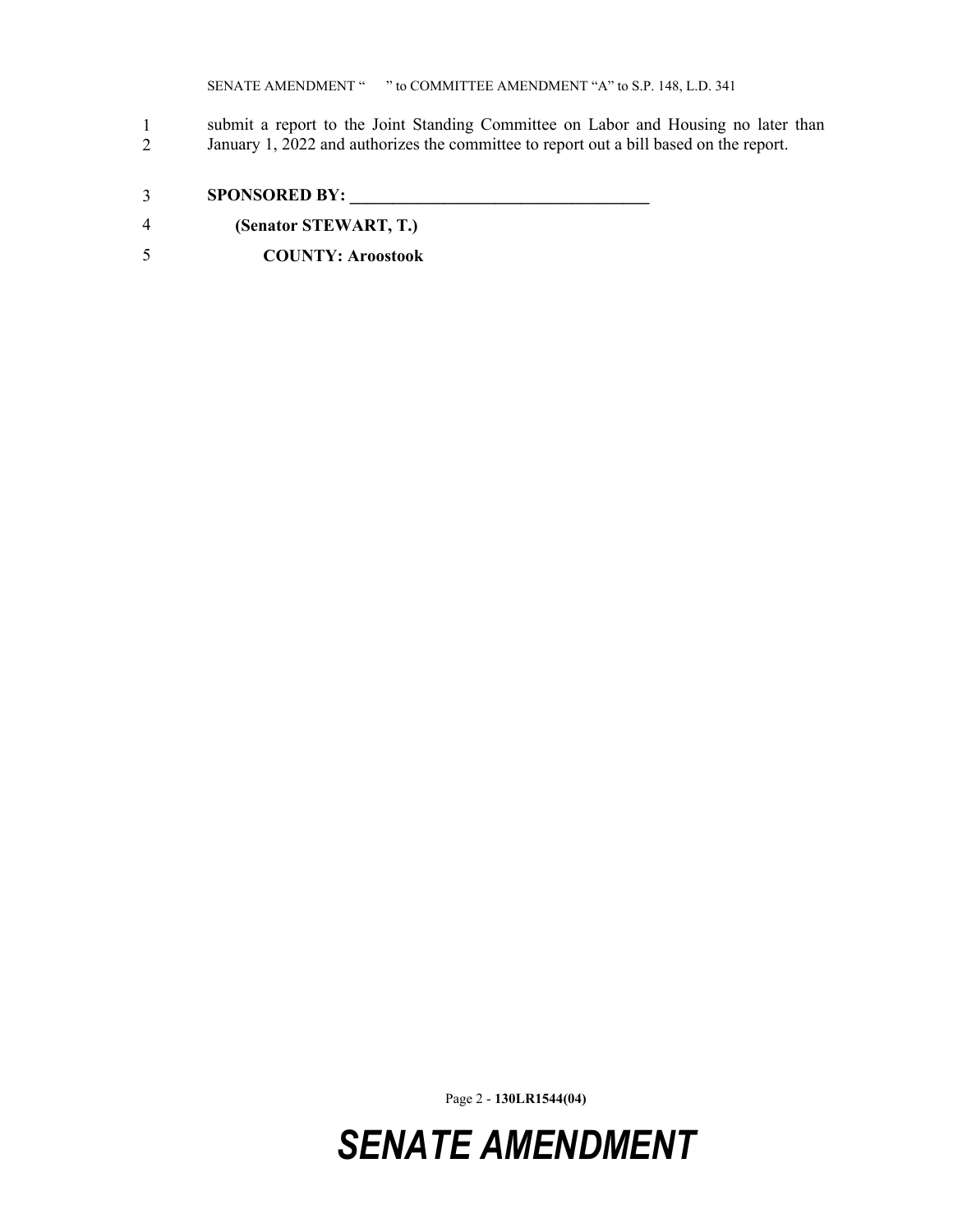submit a report to the Joint Standing Committee on Labor and Housing no later than January 1, 2022 and authorizes the committee to report out a bill based on the report.

**SPONSORED BY: ___________________________________**

**(Senator STEWART, T.)**

**COUNTY: Aroostook**

Page 2 - **130LR1544(04)**

***SENATE AMENDMENT***